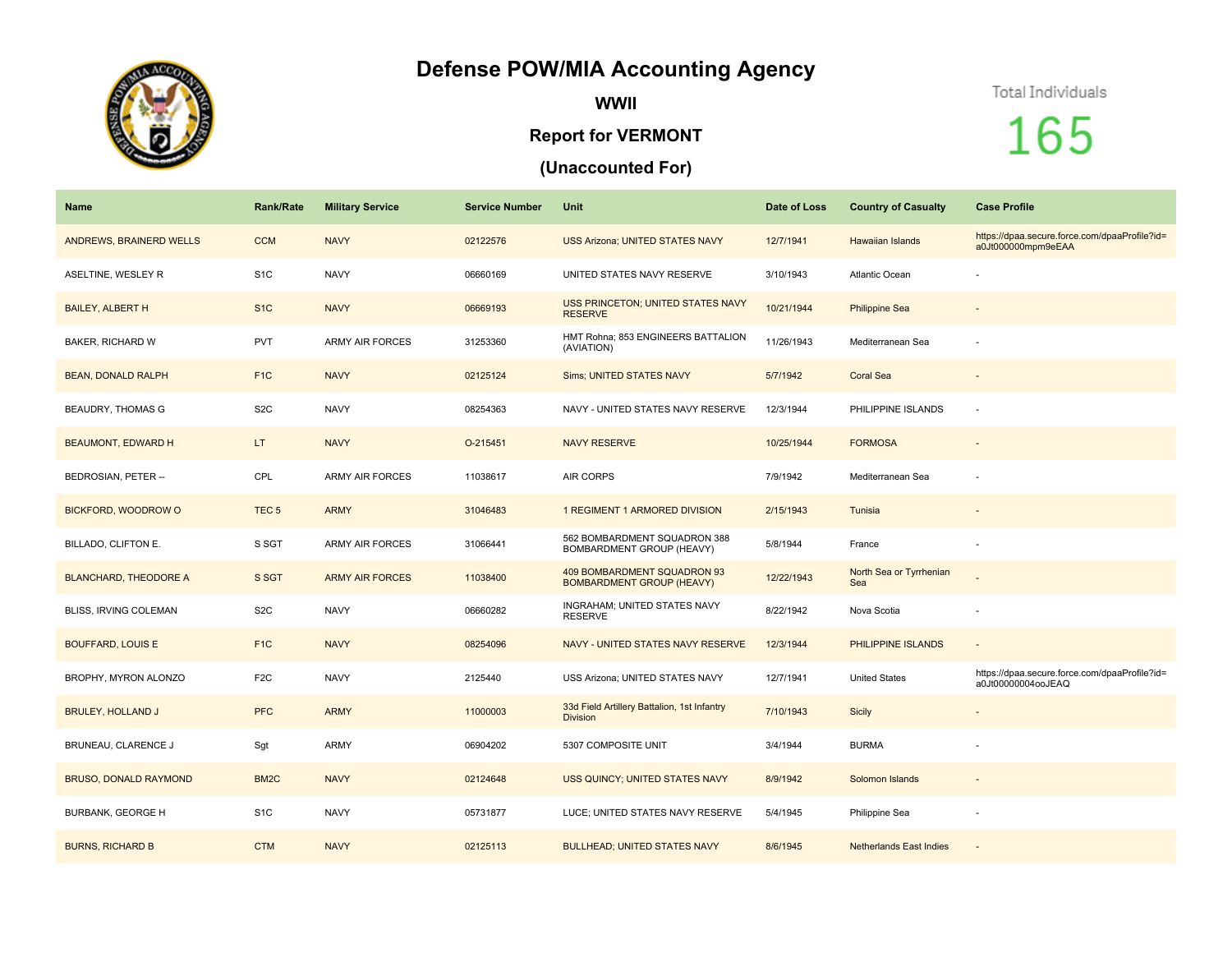# Defense POW/MIA Accounting Agency

## WWII

## Report for VERMONT

## (Unaccounted For)

Total Individuals

165

| Name | Rank/Rate | Military Service | Service Number | Unit | Date of Loss | Country of Casualty | Case Profile |
|---|---|---|---|---|---|---|---|
| ANDREWS, BRAINERD WELLS | CCM | NAVY | 02122576 | USS Arizona; UNITED STATES NAVY | 12/7/1941 | Hawaiian Islands | https://dpaa.secure.force.com/dpaaProfile?id=a0Jt000000mpm9eEAA |
| ASELTINE, WESLEY R | S1C | NAVY | 06660169 | UNITED STATES NAVY RESERVE | 3/10/1943 | Atlantic Ocean | - |
| BAILEY, ALBERT H | S1C | NAVY | 06669193 | USS PRINCETON; UNITED STATES NAVY RESERVE | 10/21/1944 | Philippine Sea | - |
| BAKER, RICHARD W | PVT | ARMY AIR FORCES | 31253360 | HMT Rohna; 853 ENGINEERS BATTALION (AVIATION) | 11/26/1943 | Mediterranean Sea | - |
| BEAN, DONALD RALPH | F1C | NAVY | 02125124 | Sims; UNITED STATES NAVY | 5/7/1942 | Coral Sea | - |
| BEAUDRY, THOMAS G | S2C | NAVY | 08254363 | NAVY - UNITED STATES NAVY RESERVE | 12/3/1944 | PHILIPPINE ISLANDS | - |
| BEAUMONT, EDWARD H | LT | NAVY | O-215451 | NAVY RESERVE | 10/25/1944 | FORMOSA | - |
| BEDROSIAN, PETER -- | CPL | ARMY AIR FORCES | 11038617 | AIR CORPS | 7/9/1942 | Mediterranean Sea | - |
| BICKFORD, WOODROW O | TEC 5 | ARMY | 31046483 | 1 REGIMENT 1 ARMORED DIVISION | 2/15/1943 | Tunisia | - |
| BILLADO, CLIFTON E. | S SGT | ARMY AIR FORCES | 31066441 | 562 BOMBARDMENT SQUADRON 388 BOMBARDMENT GROUP (HEAVY) | 5/8/1944 | France | - |
| BLANCHARD, THEODORE A | S SGT | ARMY AIR FORCES | 11038400 | 409 BOMBARDMENT SQUADRON 93 BOMBARDMENT GROUP (HEAVY) | 12/22/1943 | North Sea or Tyrrhenian Sea | - |
| BLISS, IRVING COLEMAN | S2C | NAVY | 06660282 | INGRAHAM; UNITED STATES NAVY RESERVE | 8/22/1942 | Nova Scotia | - |
| BOUFFARD, LOUIS E | F1C | NAVY | 08254096 | NAVY - UNITED STATES NAVY RESERVE | 12/3/1944 | PHILIPPINE ISLANDS | - |
| BROPHY, MYRON ALONZO | F2C | NAVY | 2125440 | USS Arizona; UNITED STATES NAVY | 12/7/1941 | United States | https://dpaa.secure.force.com/dpaaProfile?id=a0Jt00000004ooJEAQ |
| BRULEY, HOLLAND J | PFC | ARMY | 11000003 | 33d Field Artillery Battalion, 1st Infantry Division | 7/10/1943 | Sicily | - |
| BRUNEAU, CLARENCE J | Sgt | ARMY | 06904202 | 5307 COMPOSITE UNIT | 3/4/1944 | BURMA | - |
| BRUSO, DONALD RAYMOND | BM2C | NAVY | 02124648 | USS QUINCY; UNITED STATES NAVY | 8/9/1942 | Solomon Islands | - |
| BURBANK, GEORGE H | S1C | NAVY | 05731877 | LUCE; UNITED STATES NAVY RESERVE | 5/4/1945 | Philippine Sea | - |
| BURNS, RICHARD B | CTM | NAVY | 02125113 | BULLHEAD; UNITED STATES NAVY | 8/6/1945 | Netherlands East Indies | - |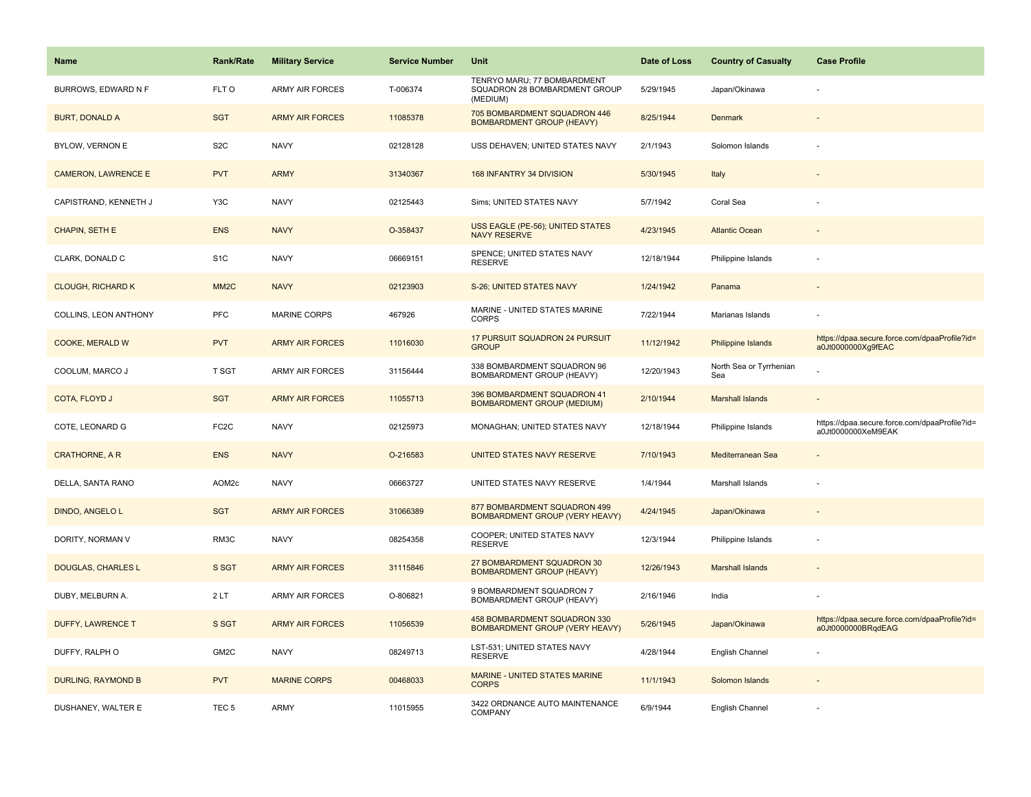| Name | Rank/Rate | Military Service | Service Number | Unit | Date of Loss | Country of Casualty | Case Profile |
|---|---|---|---|---|---|---|---|
| BURROWS, EDWARD N F | FLT O | ARMY AIR FORCES | T-006374 | TENRYO MARU; 77 BOMBARDMENT SQUADRON 28 BOMBARDMENT GROUP (MEDIUM) | 5/29/1945 | Japan/Okinawa | - |
| BURT, DONALD A | SGT | ARMY AIR FORCES | 11085378 | 705 BOMBARDMENT SQUADRON 446 BOMBARDMENT GROUP (HEAVY) | 8/25/1944 | Denmark | - |
| BYLOW, VERNON E | S2C | NAVY | 02128128 | USS DEHAVEN; UNITED STATES NAVY | 2/1/1943 | Solomon Islands | - |
| CAMERON, LAWRENCE E | PVT | ARMY | 31340367 | 168 INFANTRY 34 DIVISION | 5/30/1945 | Italy | - |
| CAPISTRAND, KENNETH J | Y3C | NAVY | 02125443 | Sims; UNITED STATES NAVY | 5/7/1942 | Coral Sea | - |
| CHAPIN, SETH E | ENS | NAVY | O-358437 | USS EAGLE (PE-56); UNITED STATES NAVY RESERVE | 4/23/1945 | Atlantic Ocean | - |
| CLARK, DONALD C | S1C | NAVY | 06669151 | SPENCE; UNITED STATES NAVY RESERVE | 12/18/1944 | Philippine Islands | - |
| CLOUGH, RICHARD K | MM2C | NAVY | 02123903 | S-26; UNITED STATES NAVY | 1/24/1942 | Panama | - |
| COLLINS, LEON ANTHONY | PFC | MARINE CORPS | 467926 | MARINE - UNITED STATES MARINE CORPS | 7/22/1944 | Marianas Islands | - |
| COOKE, MERALD W | PVT | ARMY AIR FORCES | 11016030 | 17 PURSUIT SQUADRON 24 PURSUIT GROUP | 11/12/1942 | Philippine Islands | https://dpaa.secure.force.com/dpaaProfile?id=a0Jt0000000Xg9fEAC |
| COOLUM, MARCO J | T SGT | ARMY AIR FORCES | 31156444 | 338 BOMBARDMENT SQUADRON 96 BOMBARDMENT GROUP (HEAVY) | 12/20/1943 | North Sea or Tyrrhenian Sea | - |
| COTA, FLOYD J | SGT | ARMY AIR FORCES | 11055713 | 396 BOMBARDMENT SQUADRON 41 BOMBARDMENT GROUP (MEDIUM) | 2/10/1944 | Marshall Islands | - |
| COTE, LEONARD G | FC2C | NAVY | 02125973 | MONAGHAN; UNITED STATES NAVY | 12/18/1944 | Philippine Islands | https://dpaa.secure.force.com/dpaaProfile?id=a0Jt0000000XeM9EAK |
| CRATHORNE, A R | ENS | NAVY | O-216583 | UNITED STATES NAVY RESERVE | 7/10/1943 | Mediterranean Sea | - |
| DELLA, SANTA RANO | AOM2c | NAVY | 06663727 | UNITED STATES NAVY RESERVE | 1/4/1944 | Marshall Islands | - |
| DINDO, ANGELO L | SGT | ARMY AIR FORCES | 31066389 | 877 BOMBARDMENT SQUADRON 499 BOMBARDMENT GROUP (VERY HEAVY) | 4/24/1945 | Japan/Okinawa | - |
| DORITY, NORMAN V | RM3C | NAVY | 08254358 | COOPER; UNITED STATES NAVY RESERVE | 12/3/1944 | Philippine Islands | - |
| DOUGLAS, CHARLES L | S SGT | ARMY AIR FORCES | 31115846 | 27 BOMBARDMENT SQUADRON 30 BOMBARDMENT GROUP (HEAVY) | 12/26/1943 | Marshall Islands | - |
| DUBY, MELBURN A. | 2 LT | ARMY AIR FORCES | O-806821 | 9 BOMBARDMENT SQUADRON 7 BOMBARDMENT GROUP (HEAVY) | 2/16/1946 | India | - |
| DUFFY, LAWRENCE T | S SGT | ARMY AIR FORCES | 11056539 | 458 BOMBARDMENT SQUADRON 330 BOMBARDMENT GROUP (VERY HEAVY) | 5/26/1945 | Japan/Okinawa | https://dpaa.secure.force.com/dpaaProfile?id=a0Jt0000000BRqdEAG |
| DUFFY, RALPH O | GM2C | NAVY | 08249713 | LST-531; UNITED STATES NAVY RESERVE | 4/28/1944 | English Channel | - |
| DURLING, RAYMOND B | PVT | MARINE CORPS | 00468033 | MARINE - UNITED STATES MARINE CORPS | 11/1/1943 | Solomon Islands | - |
| DUSHANEY, WALTER E | TEC 5 | ARMY | 11015955 | 3422 ORDNANCE AUTO MAINTENANCE COMPANY | 6/9/1944 | English Channel | - |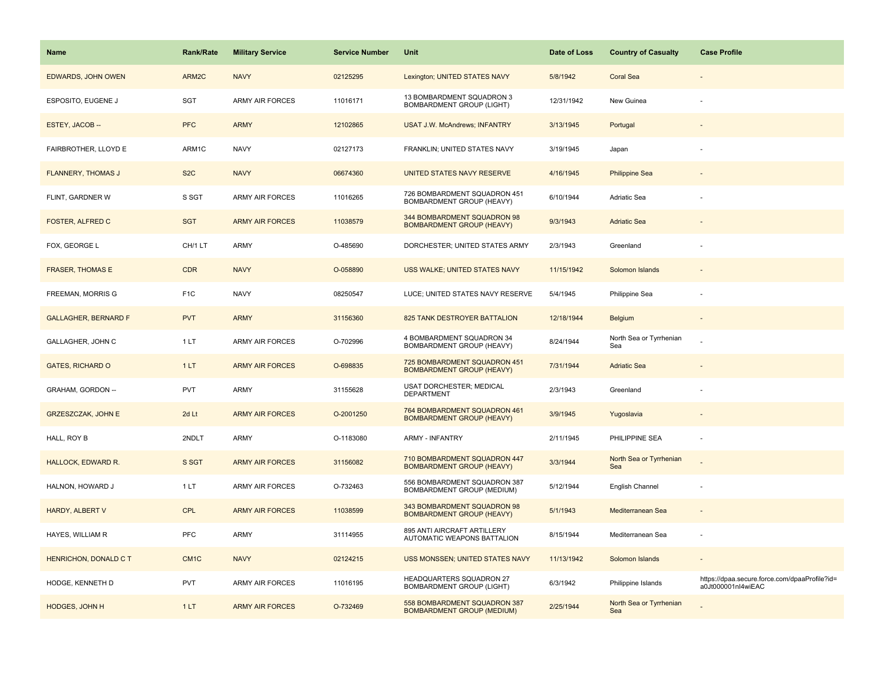| Name | Rank/Rate | Military Service | Service Number | Unit | Date of Loss | Country of Casualty | Case Profile |
| --- | --- | --- | --- | --- | --- | --- | --- |
| EDWARDS, JOHN OWEN | ARM2C | NAVY | 02125295 | Lexington; UNITED STATES NAVY | 5/8/1942 | Coral Sea | - |
| ESPOSITO, EUGENE J | SGT | ARMY AIR FORCES | 11016171 | 13 BOMBARDMENT SQUADRON 3 BOMBARDMENT GROUP (LIGHT) | 12/31/1942 | New Guinea | - |
| ESTEY, JACOB -- | PFC | ARMY | 12102865 | USAT J.W. McAndrews; INFANTRY | 3/13/1945 | Portugal | - |
| FAIRBROTHER, LLOYD E | ARM1C | NAVY | 02127173 | FRANKLIN; UNITED STATES NAVY | 3/19/1945 | Japan | - |
| FLANNERY, THOMAS J | S2C | NAVY | 06674360 | UNITED STATES NAVY RESERVE | 4/16/1945 | Philippine Sea | - |
| FLINT, GARDNER W | S SGT | ARMY AIR FORCES | 11016265 | 726 BOMBARDMENT SQUADRON 451 BOMBARDMENT GROUP (HEAVY) | 6/10/1944 | Adriatic Sea | - |
| FOSTER, ALFRED C | SGT | ARMY AIR FORCES | 11038579 | 344 BOMBARDMENT SQUADRON 98 BOMBARDMENT GROUP (HEAVY) | 9/3/1943 | Adriatic Sea | - |
| FOX, GEORGE L | CH/1 LT | ARMY | O-485690 | DORCHESTER; UNITED STATES ARMY | 2/3/1943 | Greenland | - |
| FRASER, THOMAS E | CDR | NAVY | O-058890 | USS WALKE; UNITED STATES NAVY | 11/15/1942 | Solomon Islands | - |
| FREEMAN, MORRIS G | F1C | NAVY | 08250547 | LUCE; UNITED STATES NAVY RESERVE | 5/4/1945 | Philippine Sea | - |
| GALLAGHER, BERNARD F | PVT | ARMY | 31156360 | 825 TANK DESTROYER BATTALION | 12/18/1944 | Belgium | - |
| GALLAGHER, JOHN C | 1 LT | ARMY AIR FORCES | O-702996 | 4 BOMBARDMENT SQUADRON 34 BOMBARDMENT GROUP (HEAVY) | 8/24/1944 | North Sea or Tyrrhenian Sea | - |
| GATES, RICHARD O | 1 LT | ARMY AIR FORCES | O-698835 | 725 BOMBARDMENT SQUADRON 451 BOMBARDMENT GROUP (HEAVY) | 7/31/1944 | Adriatic Sea | - |
| GRAHAM, GORDON -- | PVT | ARMY | 31155628 | USAT DORCHESTER; MEDICAL DEPARTMENT | 2/3/1943 | Greenland | - |
| GRZESZCZAK, JOHN E | 2d Lt | ARMY AIR FORCES | O-2001250 | 764 BOMBARDMENT SQUADRON 461 BOMBARDMENT GROUP (HEAVY) | 3/9/1945 | Yugoslavia | - |
| HALL, ROY B | 2NDLT | ARMY | O-1183080 | ARMY - INFANTRY | 2/11/1945 | PHILIPPINE SEA | - |
| HALLOCK, EDWARD R. | S SGT | ARMY AIR FORCES | 31156082 | 710 BOMBARDMENT SQUADRON 447 BOMBARDMENT GROUP (HEAVY) | 3/3/1944 | North Sea or Tyrrhenian Sea | - |
| HALNON, HOWARD J | 1 LT | ARMY AIR FORCES | O-732463 | 556 BOMBARDMENT SQUADRON 387 BOMBARDMENT GROUP (MEDIUM) | 5/12/1944 | English Channel | - |
| HARDY, ALBERT V | CPL | ARMY AIR FORCES | 11038599 | 343 BOMBARDMENT SQUADRON 98 BOMBARDMENT GROUP (HEAVY) | 5/1/1943 | Mediterranean Sea | - |
| HAYES, WILLIAM R | PFC | ARMY | 31114955 | 895 ANTI AIRCRAFT ARTILLERY AUTOMATIC WEAPONS BATTALION | 8/15/1944 | Mediterranean Sea | - |
| HENRICHON, DONALD C T | CM1C | NAVY | 02124215 | USS MONSSEN; UNITED STATES NAVY | 11/13/1942 | Solomon Islands | - |
| HODGE, KENNETH D | PVT | ARMY AIR FORCES | 11016195 | HEADQUARTERS SQUADRON 27 BOMBARDMENT GROUP (LIGHT) | 6/3/1942 | Philippine Islands | https://dpaa.secure.force.com/dpaaProfile?id=a0Jt000001nI4wiEAC |
| HODGES, JOHN H | 1 LT | ARMY AIR FORCES | O-732469 | 558 BOMBARDMENT SQUADRON 387 BOMBARDMENT GROUP (MEDIUM) | 2/25/1944 | North Sea or Tyrrhenian Sea | - |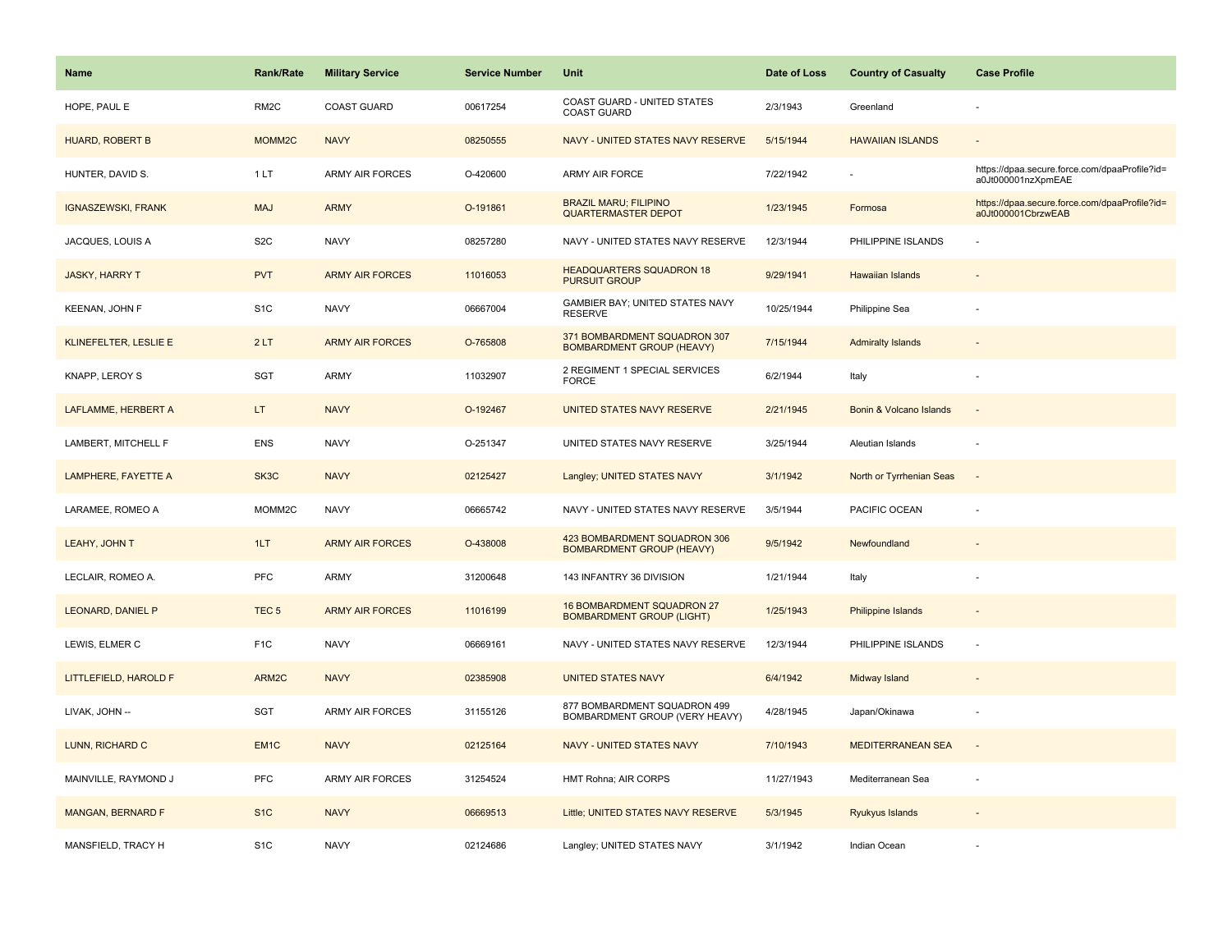| Name | Rank/Rate | Military Service | Service Number | Unit | Date of Loss | Country of Casualty | Case Profile |
|---|---|---|---|---|---|---|---|
| HOPE, PAUL E | RM2C | COAST GUARD | 00617254 | COAST GUARD - UNITED STATES COAST GUARD | 2/3/1943 | Greenland | - |
| HUARD, ROBERT B | MOMM2C | NAVY | 08250555 | NAVY - UNITED STATES NAVY RESERVE | 5/15/1944 | HAWAIIAN ISLANDS | - |
| HUNTER, DAVID S. | 1 LT | ARMY AIR FORCES | O-420600 | ARMY AIR FORCE | 7/22/1942 | - | https://dpaa.secure.force.com/dpaaProfile?id=a0Jt000001nzXpmEAE |
| IGNASZEWSKI, FRANK | MAJ | ARMY | O-191861 | BRAZIL MARU; FILIPINO QUARTERMASTER DEPOT | 1/23/1945 | Formosa | https://dpaa.secure.force.com/dpaaProfile?id=a0Jt000001CbrzwEAB |
| JACQUES, LOUIS A | S2C | NAVY | 08257280 | NAVY - UNITED STATES NAVY RESERVE | 12/3/1944 | PHILIPPINE ISLANDS | - |
| JASKY, HARRY T | PVT | ARMY AIR FORCES | 11016053 | HEADQUARTERS SQUADRON 18 PURSUIT GROUP | 9/29/1941 | Hawaiian Islands | - |
| KEENAN, JOHN F | S1C | NAVY | 06667004 | GAMBIER BAY; UNITED STATES NAVY RESERVE | 10/25/1944 | Philippine Sea | - |
| KLINEFELTER, LESLIE E | 2 LT | ARMY AIR FORCES | O-765808 | 371 BOMBARDMENT SQUADRON 307 BOMBARDMENT GROUP (HEAVY) | 7/15/1944 | Admiralty Islands | - |
| KNAPP, LEROY S | SGT | ARMY | 11032907 | 2 REGIMENT 1 SPECIAL SERVICES FORCE | 6/2/1944 | Italy | - |
| LAFLAMME, HERBERT A | LT | NAVY | O-192467 | UNITED STATES NAVY RESERVE | 2/21/1945 | Bonin & Volcano Islands | - |
| LAMBERT, MITCHELL F | ENS | NAVY | O-251347 | UNITED STATES NAVY RESERVE | 3/25/1944 | Aleutian Islands | - |
| LAMPHERE, FAYETTE A | SK3C | NAVY | 02125427 | Langley; UNITED STATES NAVY | 3/1/1942 | North or Tyrrhenian Seas | - |
| LARAMEE, ROMEO A | MOMM2C | NAVY | 06665742 | NAVY - UNITED STATES NAVY RESERVE | 3/5/1944 | PACIFIC OCEAN | - |
| LEAHY, JOHN T | 1LT | ARMY AIR FORCES | O-438008 | 423 BOMBARDMENT SQUADRON 306 BOMBARDMENT GROUP (HEAVY) | 9/5/1942 | Newfoundland | - |
| LECLAIR, ROMEO A. | PFC | ARMY | 31200648 | 143 INFANTRY 36 DIVISION | 1/21/1944 | Italy | - |
| LEONARD, DANIEL P | TEC 5 | ARMY AIR FORCES | 11016199 | 16 BOMBARDMENT SQUADRON 27 BOMBARDMENT GROUP (LIGHT) | 1/25/1943 | Philippine Islands | - |
| LEWIS, ELMER C | F1C | NAVY | 06669161 | NAVY - UNITED STATES NAVY RESERVE | 12/3/1944 | PHILIPPINE ISLANDS | - |
| LITTLEFIELD, HAROLD F | ARM2C | NAVY | 02385908 | UNITED STATES NAVY | 6/4/1942 | Midway Island | - |
| LIVAK, JOHN -- | SGT | ARMY AIR FORCES | 31155126 | 877 BOMBARDMENT SQUADRON 499 BOMBARDMENT GROUP (VERY HEAVY) | 4/28/1945 | Japan/Okinawa | - |
| LUNN, RICHARD C | EM1C | NAVY | 02125164 | NAVY - UNITED STATES NAVY | 7/10/1943 | MEDITERRANEAN SEA | - |
| MAINVILLE, RAYMOND J | PFC | ARMY AIR FORCES | 31254524 | HMT Rohna; AIR CORPS | 11/27/1943 | Mediterranean Sea | - |
| MANGAN, BERNARD F | S1C | NAVY | 06669513 | Little; UNITED STATES NAVY RESERVE | 5/3/1945 | Ryukyus Islands | - |
| MANSFIELD, TRACY H | S1C | NAVY | 02124686 | Langley; UNITED STATES NAVY | 3/1/1942 | Indian Ocean | - |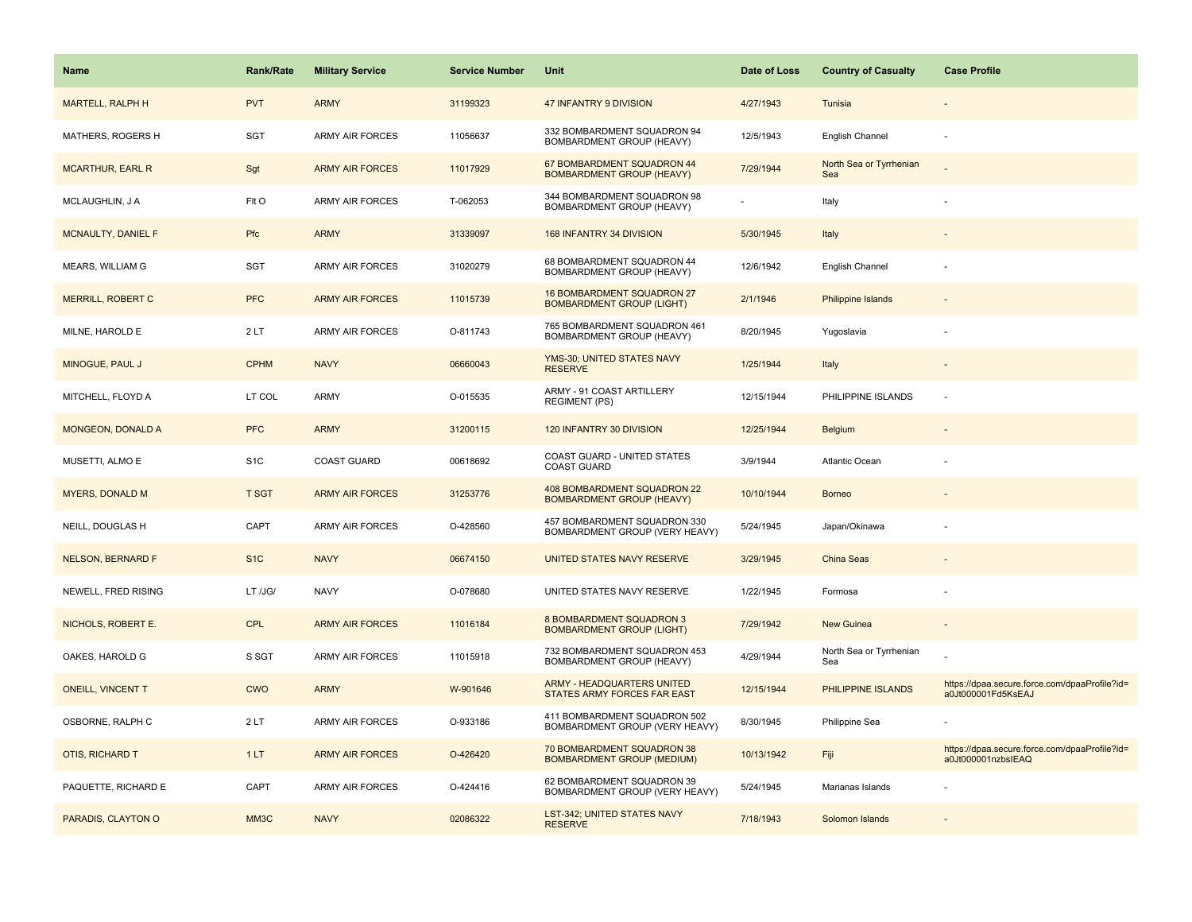| Name | Rank/Rate | Military Service | Service Number | Unit | Date of Loss | Country of Casualty | Case Profile |
|---|---|---|---|---|---|---|---|
| MARTELL, RALPH H | PVT | ARMY | 31199323 | 47 INFANTRY 9 DIVISION | 4/27/1943 | Tunisia | - |
| MATHERS, ROGERS H | SGT | ARMY AIR FORCES | 11056637 | 332 BOMBARDMENT SQUADRON 94 BOMBARDMENT GROUP (HEAVY) | 12/5/1943 | English Channel | - |
| MCARTHUR, EARL R | Sgt | ARMY AIR FORCES | 11017929 | 67 BOMBARDMENT SQUADRON 44 BOMBARDMENT GROUP (HEAVY) | 7/29/1944 | North Sea or Tyrrhenian Sea | - |
| MCLAUGHLIN, J A | Flt O | ARMY AIR FORCES | T-062053 | 344 BOMBARDMENT SQUADRON 98 BOMBARDMENT GROUP (HEAVY) | - | Italy | - |
| MCNAULTY, DANIEL F | Pfc | ARMY | 31339097 | 168 INFANTRY 34 DIVISION | 5/30/1945 | Italy | - |
| MEARS, WILLIAM G | SGT | ARMY AIR FORCES | 31020279 | 68 BOMBARDMENT SQUADRON 44 BOMBARDMENT GROUP (HEAVY) | 12/6/1942 | English Channel | - |
| MERRILL, ROBERT C | PFC | ARMY AIR FORCES | 11015739 | 16 BOMBARDMENT SQUADRON 27 BOMBARDMENT GROUP (LIGHT) | 2/1/1946 | Philippine Islands | - |
| MILNE, HAROLD E | 2 LT | ARMY AIR FORCES | O-811743 | 765 BOMBARDMENT SQUADRON 461 BOMBARDMENT GROUP (HEAVY) | 8/20/1945 | Yugoslavia | - |
| MINOGUE, PAUL J | CPHM | NAVY | 06660043 | YMS-30; UNITED STATES NAVY RESERVE | 1/25/1944 | Italy | - |
| MITCHELL, FLOYD A | LT COL | ARMY | O-015535 | ARMY - 91 COAST ARTILLERY REGIMENT (PS) | 12/15/1944 | PHILIPPINE ISLANDS | - |
| MONGEON, DONALD A | PFC | ARMY | 31200115 | 120 INFANTRY 30 DIVISION | 12/25/1944 | Belgium | - |
| MUSETTI, ALMO E | S1C | COAST GUARD | 00618692 | COAST GUARD - UNITED STATES COAST GUARD | 3/9/1944 | Atlantic Ocean | - |
| MYERS, DONALD M | T SGT | ARMY AIR FORCES | 31253776 | 408 BOMBARDMENT SQUADRON 22 BOMBARDMENT GROUP (HEAVY) | 10/10/1944 | Borneo | - |
| NEILL, DOUGLAS H | CAPT | ARMY AIR FORCES | O-428560 | 457 BOMBARDMENT SQUADRON 330 BOMBARDMENT GROUP (VERY HEAVY) | 5/24/1945 | Japan/Okinawa | - |
| NELSON, BERNARD F | S1C | NAVY | 06674150 | UNITED STATES NAVY RESERVE | 3/29/1945 | China Seas | - |
| NEWELL, FRED RISING | LT /JG/ | NAVY | O-078680 | UNITED STATES NAVY RESERVE | 1/22/1945 | Formosa | - |
| NICHOLS, ROBERT E. | CPL | ARMY AIR FORCES | 11016184 | 8 BOMBARDMENT SQUADRON 3 BOMBARDMENT GROUP (LIGHT) | 7/29/1942 | New Guinea | - |
| OAKES, HAROLD G | S SGT | ARMY AIR FORCES | 11015918 | 732 BOMBARDMENT SQUADRON 453 BOMBARDMENT GROUP (HEAVY) | 4/29/1944 | North Sea or Tyrrhenian Sea | - |
| ONEILL, VINCENT T | CWO | ARMY | W-901646 | ARMY - HEADQUARTERS UNITED STATES ARMY FORCES FAR EAST | 12/15/1944 | PHILIPPINE ISLANDS | https://dpaa.secure.force.com/dpaaProfile?id=a0Jt000001Fd5KsEAJ |
| OSBORNE, RALPH C | 2 LT | ARMY AIR FORCES | O-933186 | 411 BOMBARDMENT SQUADRON 502 BOMBARDMENT GROUP (VERY HEAVY) | 8/30/1945 | Philippine Sea | - |
| OTIS, RICHARD T | 1 LT | ARMY AIR FORCES | O-426420 | 70 BOMBARDMENT SQUADRON 38 BOMBARDMENT GROUP (MEDIUM) | 10/13/1942 | Fiji | https://dpaa.secure.force.com/dpaaProfile?id=a0Jt000001nzbsIEAQ |
| PAQUETTE, RICHARD E | CAPT | ARMY AIR FORCES | O-424416 | 62 BOMBARDMENT SQUADRON 39 BOMBARDMENT GROUP (VERY HEAVY) | 5/24/1945 | Marianas Islands | - |
| PARADIS, CLAYTON O | MM3C | NAVY | 02086322 | LST-342; UNITED STATES NAVY RESERVE | 7/18/1943 | Solomon Islands | - |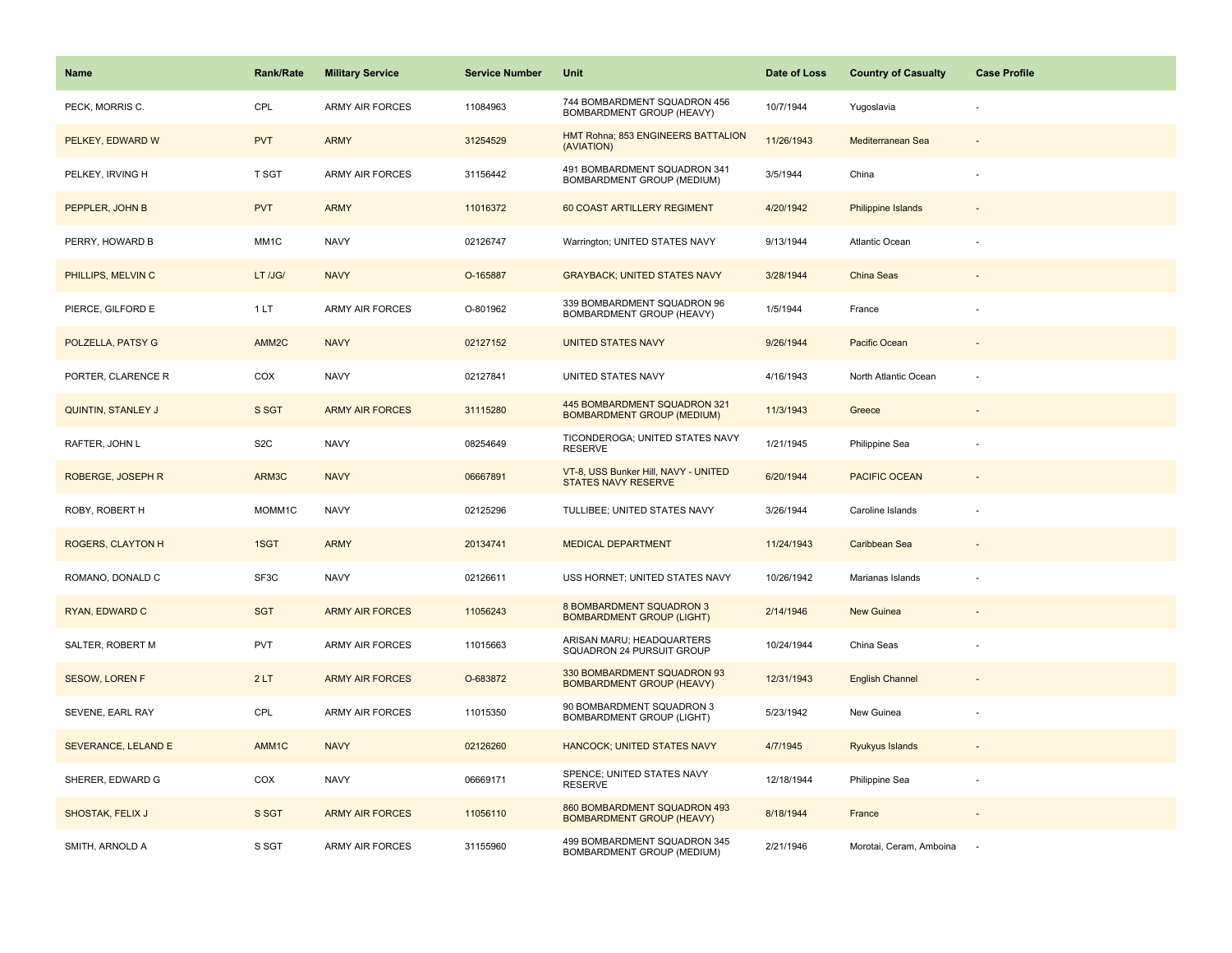| Name | Rank/Rate | Military Service | Service Number | Unit | Date of Loss | Country of Casualty | Case Profile |
|---|---|---|---|---|---|---|---|
| PECK, MORRIS C. | CPL | ARMY AIR FORCES | 11084963 | 744 BOMBARDMENT SQUADRON 456 BOMBARDMENT GROUP (HEAVY) | 10/7/1944 | Yugoslavia | - |
| PELKEY, EDWARD W | PVT | ARMY | 31254529 | HMT Rohna; 853 ENGINEERS BATTALION (AVIATION) | 11/26/1943 | Mediterranean Sea | - |
| PELKEY, IRVING H | T SGT | ARMY AIR FORCES | 31156442 | 491 BOMBARDMENT SQUADRON 341 BOMBARDMENT GROUP (MEDIUM) | 3/5/1944 | China | - |
| PEPPLER, JOHN B | PVT | ARMY | 11016372 | 60 COAST ARTILLERY REGIMENT | 4/20/1942 | Philippine Islands | - |
| PERRY, HOWARD B | MM1C | NAVY | 02126747 | Warrington; UNITED STATES NAVY | 9/13/1944 | Atlantic Ocean | - |
| PHILLIPS, MELVIN C | LT /JG/ | NAVY | O-165887 | GRAYBACK; UNITED STATES NAVY | 3/28/1944 | China Seas | - |
| PIERCE, GILFORD E | 1 LT | ARMY AIR FORCES | O-801962 | 339 BOMBARDMENT SQUADRON 96 BOMBARDMENT GROUP (HEAVY) | 1/5/1944 | France | - |
| POLZELLA, PATSY G | AMM2C | NAVY | 02127152 | UNITED STATES NAVY | 9/26/1944 | Pacific Ocean | - |
| PORTER, CLARENCE R | COX | NAVY | 02127841 | UNITED STATES NAVY | 4/16/1943 | North Atlantic Ocean | - |
| QUINTIN, STANLEY J | S SGT | ARMY AIR FORCES | 31115280 | 445 BOMBARDMENT SQUADRON 321 BOMBARDMENT GROUP (MEDIUM) | 11/3/1943 | Greece | - |
| RAFTER, JOHN L | S2C | NAVY | 08254649 | TICONDEROGA; UNITED STATES NAVY RESERVE | 1/21/1945 | Philippine Sea | - |
| ROBERGE, JOSEPH R | ARM3C | NAVY | 06667891 | VT-8, USS Bunker Hill, NAVY - UNITED STATES NAVY RESERVE | 6/20/1944 | PACIFIC OCEAN | - |
| ROBY, ROBERT H | MOMM1C | NAVY | 02125296 | TULLIBEE; UNITED STATES NAVY | 3/26/1944 | Caroline Islands | - |
| ROGERS, CLAYTON H | 1SGT | ARMY | 20134741 | MEDICAL DEPARTMENT | 11/24/1943 | Caribbean Sea | - |
| ROMANO, DONALD C | SF3C | NAVY | 02126611 | USS HORNET; UNITED STATES NAVY | 10/26/1942 | Marianas Islands | - |
| RYAN, EDWARD C | SGT | ARMY AIR FORCES | 11056243 | 8 BOMBARDMENT SQUADRON 3 BOMBARDMENT GROUP (LIGHT) | 2/14/1946 | New Guinea | - |
| SALTER, ROBERT M | PVT | ARMY AIR FORCES | 11015663 | ARISAN MARU; HEADQUARTERS SQUADRON 24 PURSUIT GROUP | 10/24/1944 | China Seas | - |
| SESOW, LOREN F | 2 LT | ARMY AIR FORCES | O-683872 | 330 BOMBARDMENT SQUADRON 93 BOMBARDMENT GROUP (HEAVY) | 12/31/1943 | English Channel | - |
| SEVENE, EARL RAY | CPL | ARMY AIR FORCES | 11015350 | 90 BOMBARDMENT SQUADRON 3 BOMBARDMENT GROUP (LIGHT) | 5/23/1942 | New Guinea | - |
| SEVERANCE, LELAND E | AMM1C | NAVY | 02126260 | HANCOCK; UNITED STATES NAVY | 4/7/1945 | Ryukyus Islands | - |
| SHERER, EDWARD G | COX | NAVY | 06669171 | SPENCE; UNITED STATES NAVY RESERVE | 12/18/1944 | Philippine Sea | - |
| SHOSTAK, FELIX J | S SGT | ARMY AIR FORCES | 11056110 | 860 BOMBARDMENT SQUADRON 493 BOMBARDMENT GROUP (HEAVY) | 8/18/1944 | France | - |
| SMITH, ARNOLD A | S SGT | ARMY AIR FORCES | 31155960 | 499 BOMBARDMENT SQUADRON 345 BOMBARDMENT GROUP (MEDIUM) | 2/21/1946 | Morotai, Ceram, Amboina | - |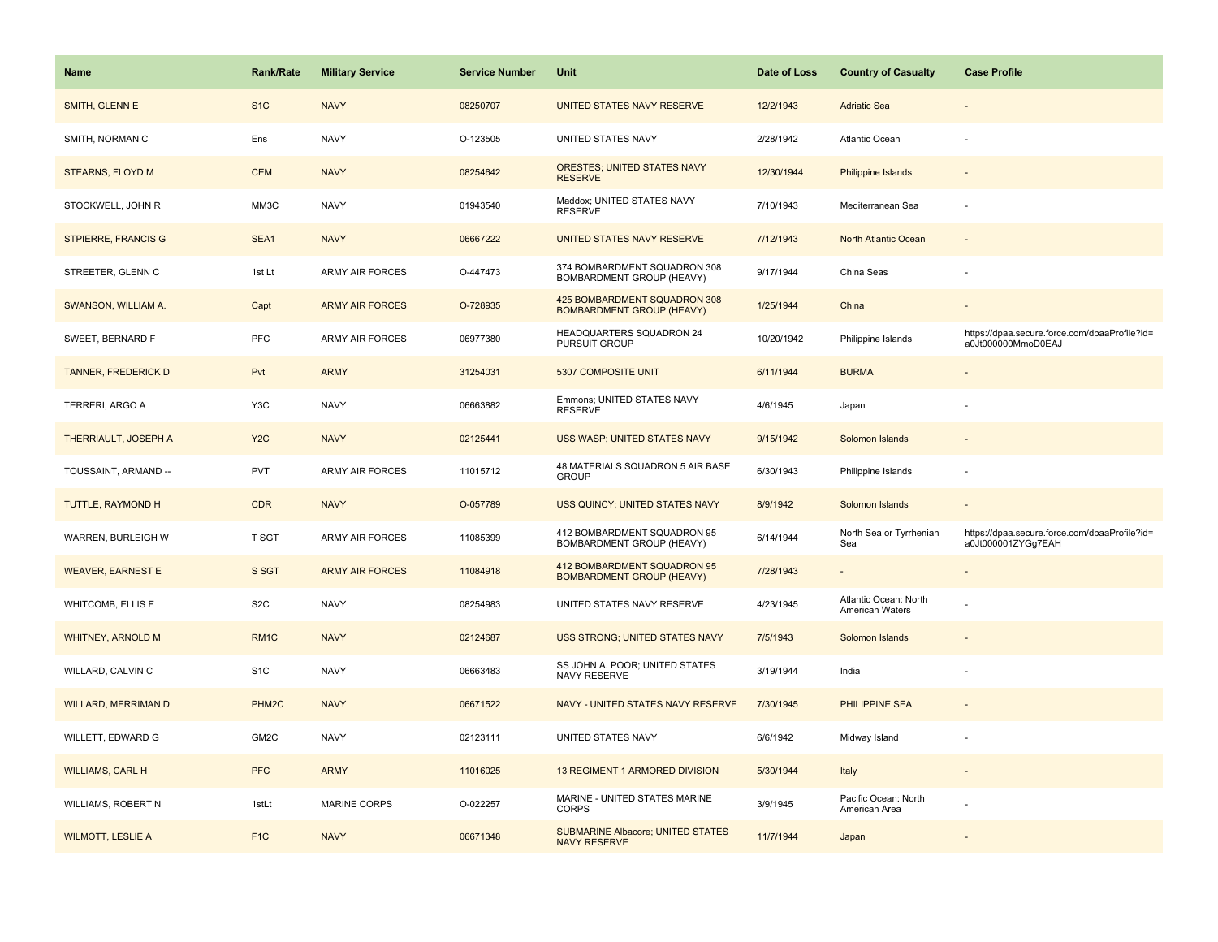| Name | Rank/Rate | Military Service | Service Number | Unit | Date of Loss | Country of Casualty | Case Profile |
|---|---|---|---|---|---|---|---|
| SMITH, GLENN E | S1C | NAVY | 08250707 | UNITED STATES NAVY RESERVE | 12/2/1943 | Adriatic Sea | - |
| SMITH, NORMAN C | Ens | NAVY | O-123505 | UNITED STATES NAVY | 2/28/1942 | Atlantic Ocean | - |
| STEARNS, FLOYD M | CEM | NAVY | 08254642 | ORESTES; UNITED STATES NAVY RESERVE | 12/30/1944 | Philippine Islands | - |
| STOCKWELL, JOHN R | MM3C | NAVY | 01943540 | Maddox; UNITED STATES NAVY RESERVE | 7/10/1943 | Mediterranean Sea | - |
| STPIERRE, FRANCIS G | SEA1 | NAVY | 06667222 | UNITED STATES NAVY RESERVE | 7/12/1943 | North Atlantic Ocean | - |
| STREETER, GLENN C | 1st Lt | ARMY AIR FORCES | O-447473 | 374 BOMBARDMENT SQUADRON 308 BOMBARDMENT GROUP (HEAVY) | 9/17/1944 | China Seas | - |
| SWANSON, WILLIAM A. | Capt | ARMY AIR FORCES | O-728935 | 425 BOMBARDMENT SQUADRON 308 BOMBARDMENT GROUP (HEAVY) | 1/25/1944 | China | - |
| SWEET, BERNARD F | PFC | ARMY AIR FORCES | 06977380 | HEADQUARTERS SQUADRON 24 PURSUIT GROUP | 10/20/1942 | Philippine Islands | https://dpaa.secure.force.com/dpaaProfile?id=a0Jt000000MmoD0EAJ |
| TANNER, FREDERICK D | Pvt | ARMY | 31254031 | 5307 COMPOSITE UNIT | 6/11/1944 | BURMA | - |
| TERRERI, ARGO A | Y3C | NAVY | 06663882 | Emmons; UNITED STATES NAVY RESERVE | 4/6/1945 | Japan | - |
| THERRIAULT, JOSEPH A | Y2C | NAVY | 02125441 | USS WASP; UNITED STATES NAVY | 9/15/1942 | Solomon Islands | - |
| TOUSSAINT, ARMAND -- | PVT | ARMY AIR FORCES | 11015712 | 48 MATERIALS SQUADRON 5 AIR BASE GROUP | 6/30/1943 | Philippine Islands | - |
| TUTTLE, RAYMOND H | CDR | NAVY | O-057789 | USS QUINCY; UNITED STATES NAVY | 8/9/1942 | Solomon Islands | - |
| WARREN, BURLEIGH W | T SGT | ARMY AIR FORCES | 11085399 | 412 BOMBARDMENT SQUADRON 95 BOMBARDMENT GROUP (HEAVY) | 6/14/1944 | North Sea or Tyrrhenian Sea | https://dpaa.secure.force.com/dpaaProfile?id=a0Jt000001ZYGg7EAH |
| WEAVER, EARNEST E | S SGT | ARMY AIR FORCES | 11084918 | 412 BOMBARDMENT SQUADRON 95 BOMBARDMENT GROUP (HEAVY) | 7/28/1943 | - | - |
| WHITCOMB, ELLIS E | S2C | NAVY | 08254983 | UNITED STATES NAVY RESERVE | 4/23/1945 | Atlantic Ocean: North American Waters | - |
| WHITNEY, ARNOLD M | RM1C | NAVY | 02124687 | USS STRONG; UNITED STATES NAVY | 7/5/1943 | Solomon Islands | - |
| WILLARD, CALVIN C | S1C | NAVY | 06663483 | SS JOHN A. POOR; UNITED STATES NAVY RESERVE | 3/19/1944 | India | - |
| WILLARD, MERRIMAN D | PHM2C | NAVY | 06671522 | NAVY - UNITED STATES NAVY RESERVE | 7/30/1945 | PHILIPPINE SEA | - |
| WILLETT, EDWARD G | GM2C | NAVY | 02123111 | UNITED STATES NAVY | 6/6/1942 | Midway Island | - |
| WILLIAMS, CARL H | PFC | ARMY | 11016025 | 13 REGIMENT 1 ARMORED DIVISION | 5/30/1944 | Italy | - |
| WILLIAMS, ROBERT N | 1stLt | MARINE CORPS | O-022257 | MARINE - UNITED STATES MARINE CORPS | 3/9/1945 | Pacific Ocean: North American Area | - |
| WILMOTT, LESLIE A | F1C | NAVY | 06671348 | SUBMARINE Albacore; UNITED STATES NAVY RESERVE | 11/7/1944 | Japan | - |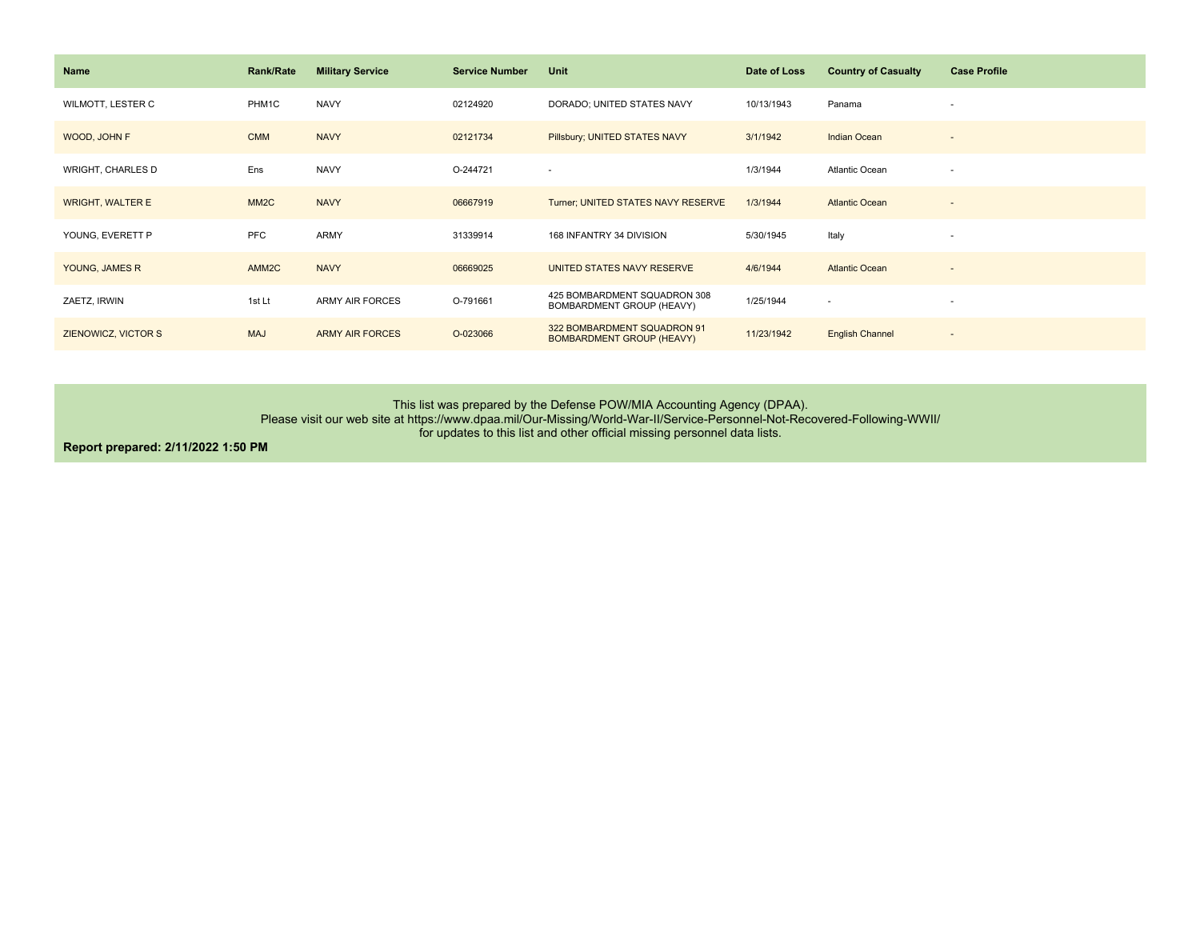| Name | Rank/Rate | Military Service | Service Number | Unit | Date of Loss | Country of Casualty | Case Profile |
|---|---|---|---|---|---|---|---|
| WILMOTT, LESTER C | PHM1C | NAVY | 02124920 | DORADO; UNITED STATES NAVY | 10/13/1943 | Panama | - |
| WOOD, JOHN F | CMM | NAVY | 02121734 | Pillsbury; UNITED STATES NAVY | 3/1/1942 | Indian Ocean | - |
| WRIGHT, CHARLES D | Ens | NAVY | O-244721 | - | 1/3/1944 | Atlantic Ocean | - |
| WRIGHT, WALTER E | MM2C | NAVY | 06667919 | Turner; UNITED STATES NAVY RESERVE | 1/3/1944 | Atlantic Ocean | - |
| YOUNG, EVERETT P | PFC | ARMY | 31339914 | 168 INFANTRY 34 DIVISION | 5/30/1945 | Italy | - |
| YOUNG, JAMES R | AMM2C | NAVY | 06669025 | UNITED STATES NAVY RESERVE | 4/6/1944 | Atlantic Ocean | - |
| ZAETZ, IRWIN | 1st Lt | ARMY AIR FORCES | O-791661 | 425 BOMBARDMENT SQUADRON 308 BOMBARDMENT GROUP (HEAVY) | 1/25/1944 | - | - |
| ZIENOWICZ, VICTOR S | MAJ | ARMY AIR FORCES | O-023066 | 322 BOMBARDMENT SQUADRON 91 BOMBARDMENT GROUP (HEAVY) | 11/23/1942 | English Channel | - |

This list was prepared by the Defense POW/MIA Accounting Agency (DPAA).
Please visit our web site at https://www.dpaa.mil/Our-Missing/World-War-II/Service-Personnel-Not-Recovered-Following-WWII/ for updates to this list and other official missing personnel data lists.

**Report prepared: 2/11/2022 1:50 PM**